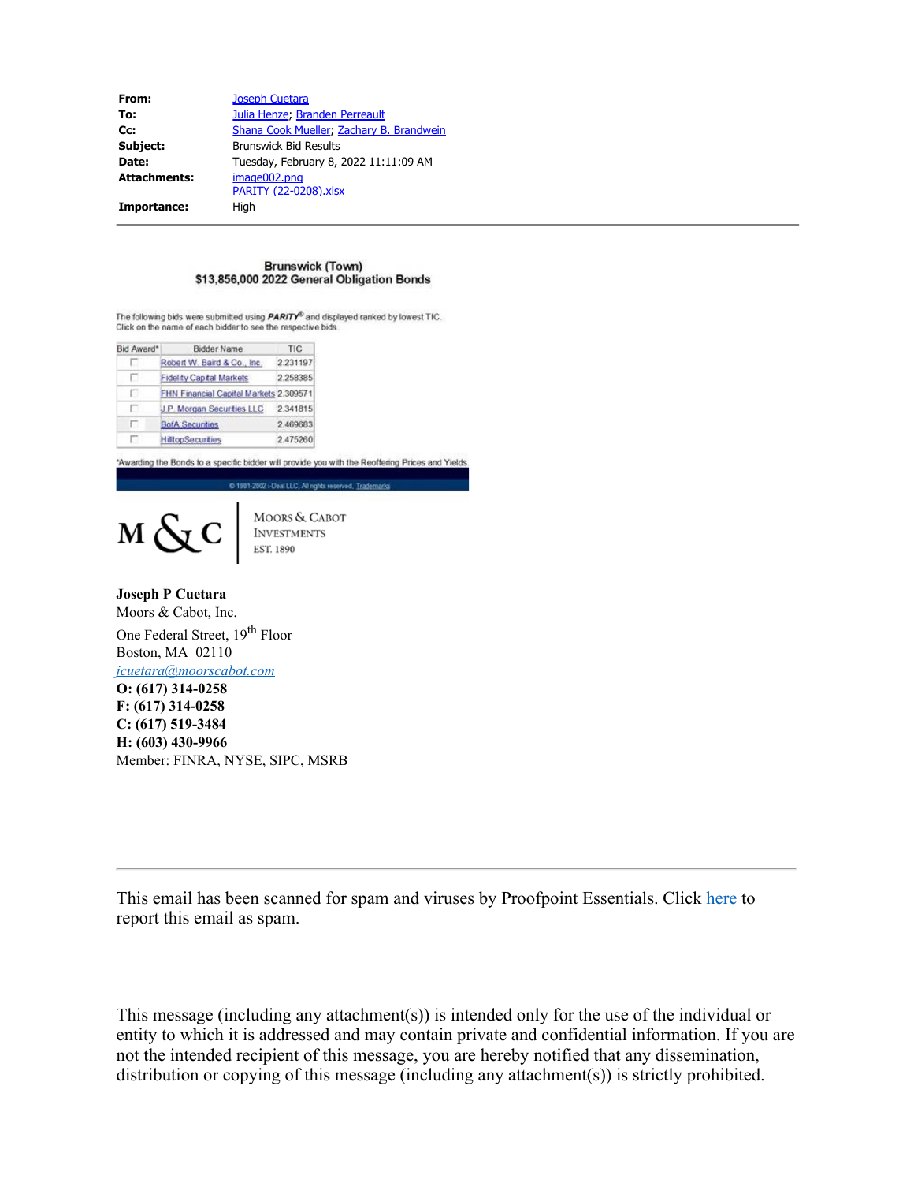| | |
|---|---|
| **From:** | Joseph Cuetara |
| **To:** | Julia Henze; Branden Perreault |
| **Cc:** | Shana Cook Mueller; Zachary B. Brandwein |
| **Subject:** | Brunswick Bid Results |
| **Date:** | Tuesday, February 8, 2022 11:11:09 AM |
| **Attachments:** | image002.png<br>PARITY (22-0208).xlsx |
| **Importance:** | High |

---

**Brunswick (Town)**
**$13,856,000 2022 General Obligation Bonds**

The following bids were submitted using ***PARITY***® and displayed ranked by lowest TIC.
Click on the name of each bidder to see the respective bids.

| Bid Award* | Bidder Name | TIC |
|---|---|---|
| ☐ | Robert W. Baird & Co., Inc. | 2.231197 |
| ☐ | Fidelity Capital Markets | 2.258385 |
| ☐ | FHN Financial Capital Markets | 2.309571 |
| ☐ | J.P. Morgan Securities LLC | 2.341815 |
| ☐ | BofA Securities | 2.469683 |
| ☐ | HilltopSecurities | 2.475260 |

*Awarding the Bonds to a specific bidder will provide you with the Reoffering Prices and Yields.

© 1981-2002 i-Deal LLC, All rights reserved. Trademarks

M & C | Moors & Cabot Investments EST. 1890

**Joseph P Cuetara**
Moors & Cabot, Inc.
One Federal Street, 19th Floor
Boston, MA 02110
*jcuetara@moorscabot.com*
**O: (617) 314-0258**
**F: (617) 314-0258**
**C: (617) 519-3484**
**H: (603) 430-9966**
Member: FINRA, NYSE, SIPC, MSRB

---

This email has been scanned for spam and viruses by Proofpoint Essentials. Click here to report this email as spam.

This message (including any attachment(s)) is intended only for the use of the individual or entity to which it is addressed and may contain private and confidential information. If you are not the intended recipient of this message, you are hereby notified that any dissemination, distribution or copying of this message (including any attachment(s)) is strictly prohibited.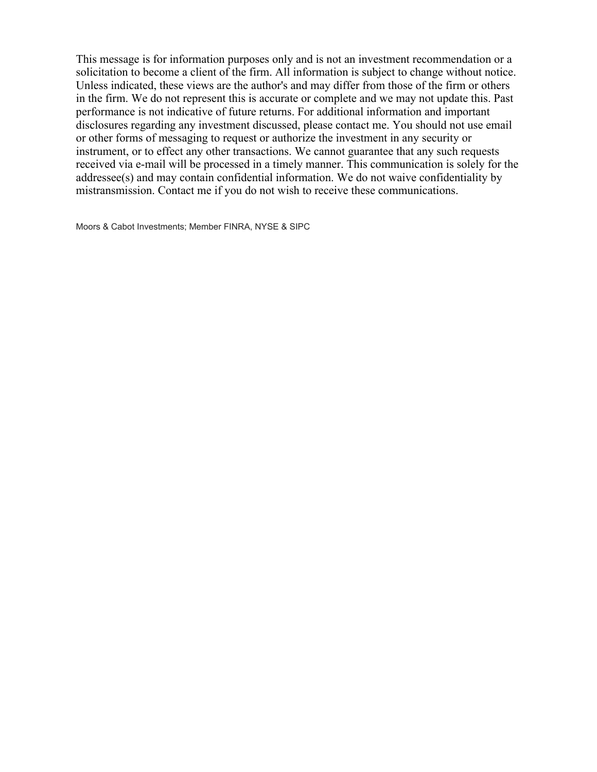This message is for information purposes only and is not an investment recommendation or a solicitation to become a client of the firm. All information is subject to change without notice. Unless indicated, these views are the author's and may differ from those of the firm or others in the firm. We do not represent this is accurate or complete and we may not update this. Past performance is not indicative of future returns. For additional information and important disclosures regarding any investment discussed, please contact me. You should not use email or other forms of messaging to request or authorize the investment in any security or instrument, or to effect any other transactions. We cannot guarantee that any such requests received via e-mail will be processed in a timely manner. This communication is solely for the addressee(s) and may contain confidential information. We do not waive confidentiality by mistransmission. Contact me if you do not wish to receive these communications.

Moors & Cabot Investments; Member FINRA, NYSE & SIPC